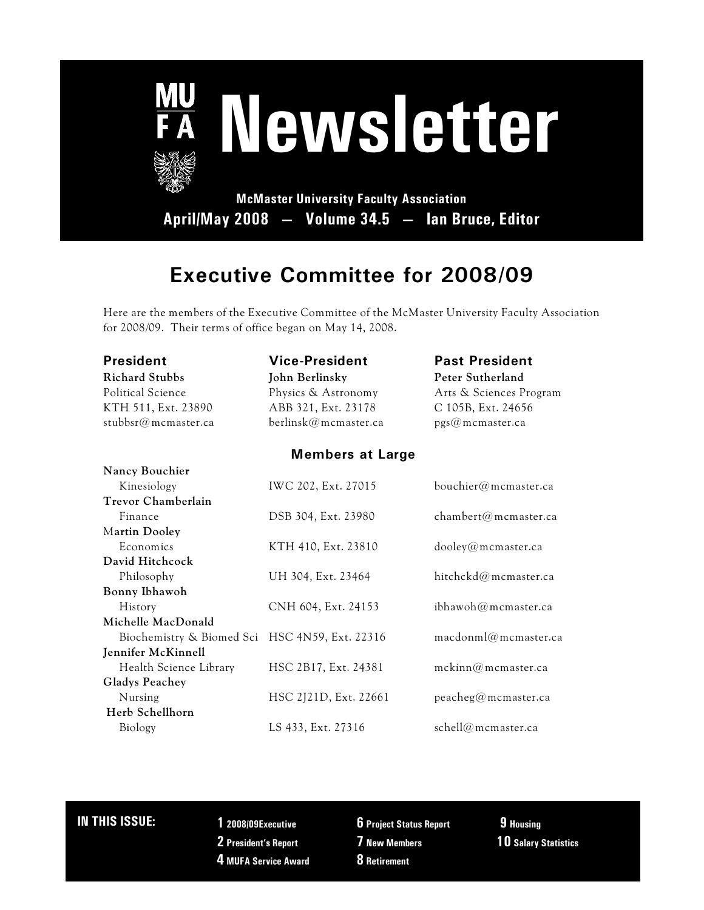# MUFA Newsletter

**McMaster University Faculty Association**

**April/May 2008 — Volume 34.5 — Ian Bruce, Editor**

## Executive Committee for 2008/09

Here are the members of the Executive Committee of the McMaster University Faculty Association for 2008/09. Their terms of office began on May 14, 2008.

### President

**Richard Stubbs**
Political Science
KTH 511, Ext. 23890
stubbsr@mcmaster.ca

### Vice-President

**John Berlinsky**
Physics & Astronomy
ABB 321, Ext. 23178
berlinsk@mcmaster.ca

### Past President

**Peter Sutherland**
Arts & Sciences Program
C 105B, Ext. 24656
pgs@mcmaster.ca

### Members at Large

| Name / Department | Office | Email |
|---|---|---|
| **Nancy Bouchier** | | |
| Kinesiology | IWC 202, Ext. 27015 | bouchier@mcmaster.ca |
| **Trevor Chamberlain** | | |
| Finance | DSB 304, Ext. 23980 | chambert@mcmaster.ca |
| **Martin Dooley** | | |
| Economics | KTH 410, Ext. 23810 | dooley@mcmaster.ca |
| **David Hitchcock** | | |
| Philosophy | UH 304, Ext. 23464 | hitchckd@mcmaster.ca |
| **Bonny Ibhawoh** | | |
| History | CNH 604, Ext. 24153 | ibhawoh@mcmaster.ca |
| **Michelle MacDonald** | | |
| Biochemistry & Biomed Sci | HSC 4N59, Ext. 22316 | macdonml@mcmaster.ca |
| **Jennifer McKinnell** | | |
| Health Science Library | HSC 2B17, Ext. 24381 | mckinn@mcmaster.ca |
| **Gladys Peachey** | | |
| Nursing | HSC 2J21D, Ext. 22661 | peacheg@mcmaster.ca |
| **Herb Schellhorn** | | |
| Biology | LS 433, Ext. 27316 | schell@mcmaster.ca |

**IN THIS ISSUE:**

- **1** 2008/09Executive
- **2** President's Report
- **4** MUFA Service Award
- **6** Project Status Report
- **7** New Members
- **8** Retirement
- **9** Housing
- **10** Salary Statistics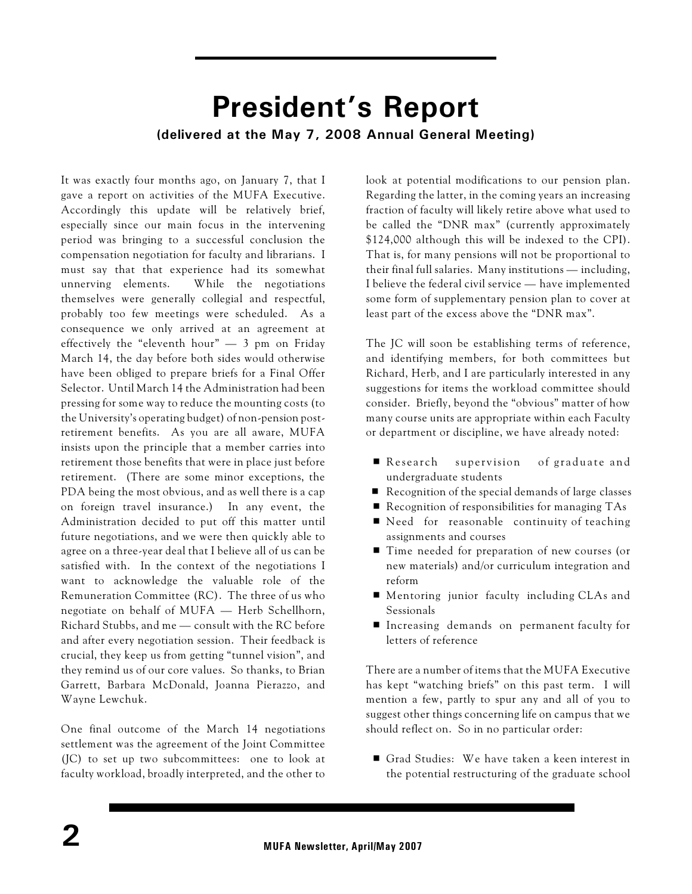# President's Report

**(delivered at the May 7, 2008 Annual General Meeting)**

It was exactly four months ago, on January 7, that I gave a report on activities of the MUFA Executive. Accordingly this update will be relatively brief, especially since our main focus in the intervening period was bringing to a successful conclusion the compensation negotiation for faculty and librarians. I must say that that experience had its somewhat unnerving elements. While the negotiations themselves were generally collegial and respectful, probably too few meetings were scheduled. As a consequence we only arrived at an agreement at effectively the "eleventh hour" — 3 pm on Friday March 14, the day before both sides would otherwise have been obliged to prepare briefs for a Final Offer Selector. Until March 14 the Administration had been pressing for some way to reduce the mounting costs (to the University's operating budget) of non-pension post-retirement benefits. As you are all aware, MUFA insists upon the principle that a member carries into retirement those benefits that were in place just before retirement. (There are some minor exceptions, the PDA being the most obvious, and as well there is a cap on foreign travel insurance.) In any event, the Administration decided to put off this matter until future negotiations, and we were then quickly able to agree on a three-year deal that I believe all of us can be satisfied with. In the context of the negotiations I want to acknowledge the valuable role of the Remuneration Committee (RC). The three of us who negotiate on behalf of MUFA — Herb Schellhorn, Richard Stubbs, and me — consult with the RC before and after every negotiation session. Their feedback is crucial, they keep us from getting "tunnel vision", and they remind us of our core values. So thanks, to Brian Garrett, Barbara McDonald, Joanna Pierazzo, and Wayne Lewchuk.

One final outcome of the March 14 negotiations settlement was the agreement of the Joint Committee (JC) to set up two subcommittees: one to look at faculty workload, broadly interpreted, and the other to look at potential modifications to our pension plan. Regarding the latter, in the coming years an increasing fraction of faculty will likely retire above what used to be called the "DNR max" (currently approximately $124,000 although this will be indexed to the CPI). That is, for many pensions will not be proportional to their final full salaries. Many institutions — including, I believe the federal civil service — have implemented some form of supplementary pension plan to cover at least part of the excess above the "DNR max".

The JC will soon be establishing terms of reference, and identifying members, for both committees but Richard, Herb, and I are particularly interested in any suggestions for items the workload committee should consider. Briefly, beyond the "obvious" matter of how many course units are appropriate within each Faculty or department or discipline, we have already noted:

- Research supervision of graduate and undergraduate students
- Recognition of the special demands of large classes
- Recognition of responsibilities for managing TAs
- Need for reasonable continuity of teaching assignments and courses
- Time needed for preparation of new courses (or new materials) and/or curriculum integration and reform
- Mentoring junior faculty including CLAs and Sessionals
- Increasing demands on permanent faculty for letters of reference

There are a number of items that the MUFA Executive has kept "watching briefs" on this past term. I will mention a few, partly to spur any and all of you to suggest other things concerning life on campus that we should reflect on. So in no particular order:

- Grad Studies: We have taken a keen interest in the potential restructuring of the graduate school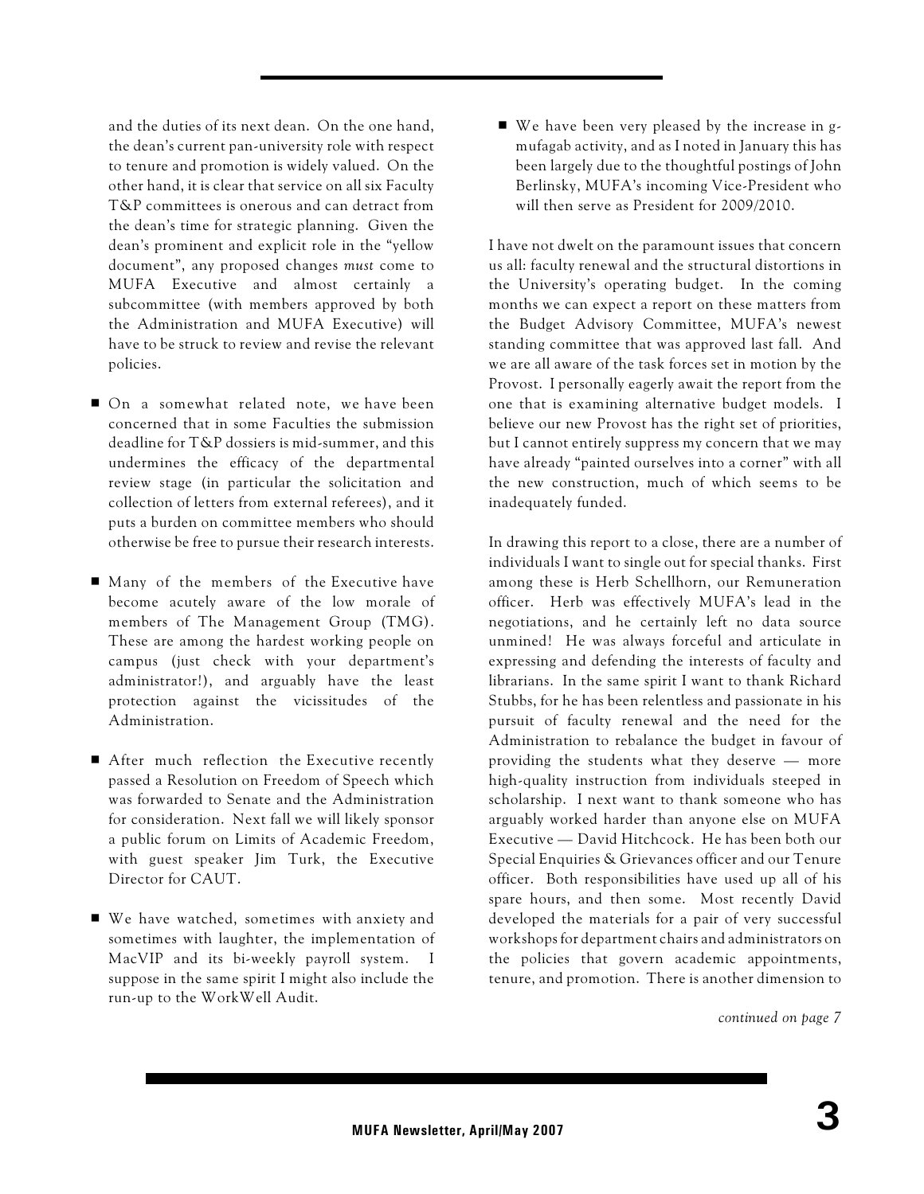and the duties of its next dean. On the one hand, the dean's current pan-university role with respect to tenure and promotion is widely valued. On the other hand, it is clear that service on all six Faculty T&P committees is onerous and can detract from the dean's time for strategic planning. Given the dean's prominent and explicit role in the "yellow document", any proposed changes *must* come to MUFA Executive and almost certainly a subcommittee (with members approved by both the Administration and MUFA Executive) will have to be struck to review and revise the relevant policies.

- On a somewhat related note, we have been concerned that in some Faculties the submission deadline for T&P dossiers is mid-summer, and this undermines the efficacy of the departmental review stage (in particular the solicitation and collection of letters from external referees), and it puts a burden on committee members who should otherwise be free to pursue their research interests.

- Many of the members of the Executive have become acutely aware of the low morale of members of The Management Group (TMG). These are among the hardest working people on campus (just check with your department's administrator!), and arguably have the least protection against the vicissitudes of the Administration.

- After much reflection the Executive recently passed a Resolution on Freedom of Speech which was forwarded to Senate and the Administration for consideration. Next fall we will likely sponsor a public forum on Limits of Academic Freedom, with guest speaker Jim Turk, the Executive Director for CAUT.

- We have watched, sometimes with anxiety and sometimes with laughter, the implementation of MacVIP and its bi-weekly payroll system. I suppose in the same spirit I might also include the run-up to the WorkWell Audit.

- We have been very pleased by the increase in g-mufagab activity, and as I noted in January this has been largely due to the thoughtful postings of John Berlinsky, MUFA's incoming Vice-President who will then serve as President for 2009/2010.

I have not dwelt on the paramount issues that concern us all: faculty renewal and the structural distortions in the University's operating budget. In the coming months we can expect a report on these matters from the Budget Advisory Committee, MUFA's newest standing committee that was approved last fall. And we are all aware of the task forces set in motion by the Provost. I personally eagerly await the report from the one that is examining alternative budget models. I believe our new Provost has the right set of priorities, but I cannot entirely suppress my concern that we may have already "painted ourselves into a corner" with all the new construction, much of which seems to be inadequately funded.

In drawing this report to a close, there are a number of individuals I want to single out for special thanks. First among these is Herb Schellhorn, our Remuneration officer. Herb was effectively MUFA's lead in the negotiations, and he certainly left no data source unmined! He was always forceful and articulate in expressing and defending the interests of faculty and librarians. In the same spirit I want to thank Richard Stubbs, for he has been relentless and passionate in his pursuit of faculty renewal and the need for the Administration to rebalance the budget in favour of providing the students what they deserve — more high-quality instruction from individuals steeped in scholarship. I next want to thank someone who has arguably worked harder than anyone else on MUFA Executive — David Hitchcock. He has been both our Special Enquiries & Grievances officer and our Tenure officer. Both responsibilities have used up all of his spare hours, and then some. Most recently David developed the materials for a pair of very successful workshops for department chairs and administrators on the policies that govern academic appointments, tenure, and promotion. There is another dimension to

*continued on page 7*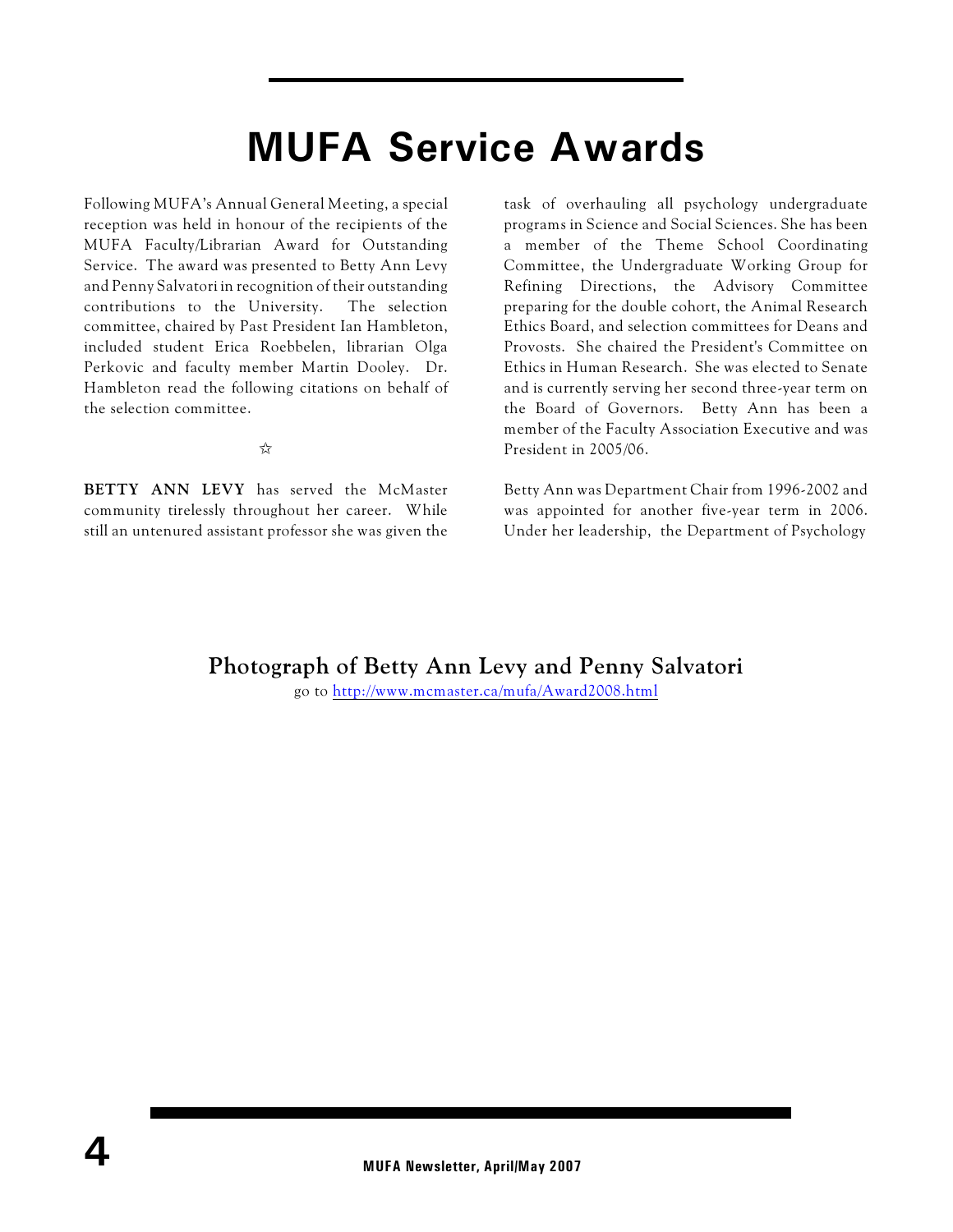# MUFA Service Awards

Following MUFA's Annual General Meeting, a special reception was held in honour of the recipients of the MUFA Faculty/Librarian Award for Outstanding Service. The award was presented to Betty Ann Levy and Penny Salvatori in recognition of their outstanding contributions to the University. The selection committee, chaired by Past President Ian Hambleton, included student Erica Roebbelen, librarian Olga Perkovic and faculty member Martin Dooley. Dr. Hambleton read the following citations on behalf of the selection committee.

☆

**BETTY ANN LEVY** has served the McMaster community tirelessly throughout her career. While still an untenured assistant professor she was given the task of overhauling all psychology undergraduate programs in Science and Social Sciences. She has been a member of the Theme School Coordinating Committee, the Undergraduate Working Group for Refining Directions, the Advisory Committee preparing for the double cohort, the Animal Research Ethics Board, and selection committees for Deans and Provosts. She chaired the President's Committee on Ethics in Human Research. She was elected to Senate and is currently serving her second three-year term on the Board of Governors. Betty Ann has been a member of the Faculty Association Executive and was President in 2005/06.

Betty Ann was Department Chair from 1996-2002 and was appointed for another five-year term in 2006. Under her leadership, the Department of Psychology

**Photograph of Betty Ann Levy and Penny Salvatori**

go to http://www.mcmaster.ca/mufa/Award2008.html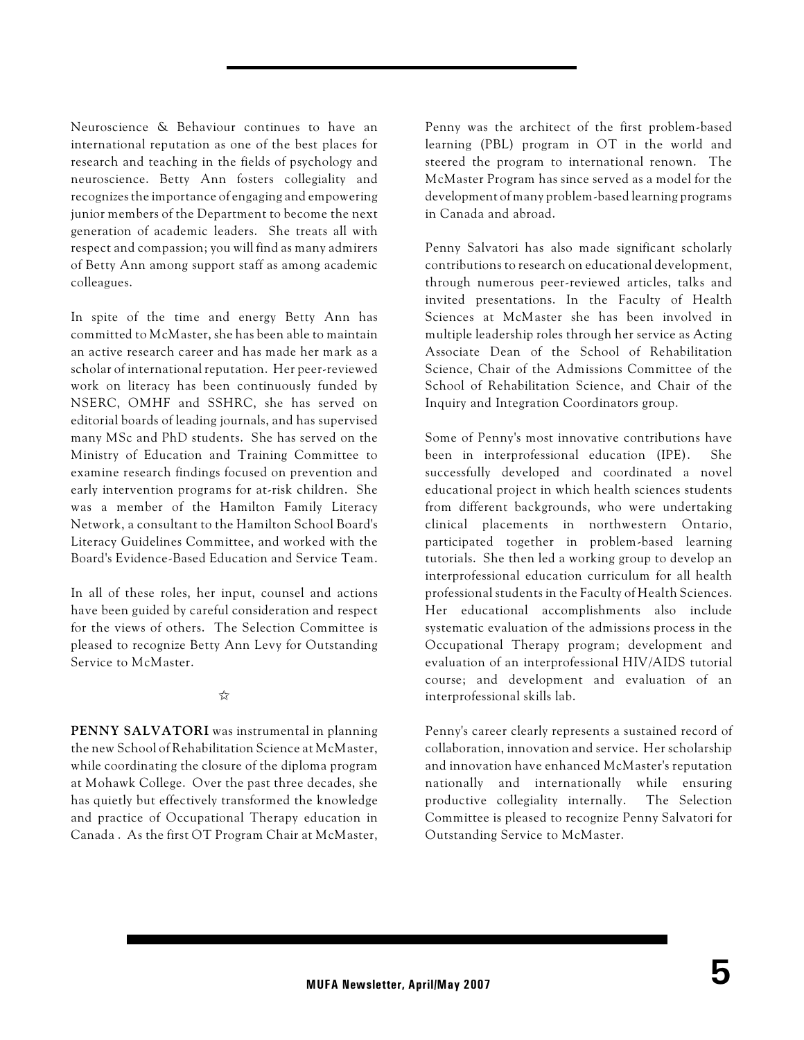Neuroscience & Behaviour continues to have an international reputation as one of the best places for research and teaching in the fields of psychology and neuroscience. Betty Ann fosters collegiality and recognizes the importance of engaging and empowering junior members of the Department to become the next generation of academic leaders. She treats all with respect and compassion; you will find as many admirers of Betty Ann among support staff as among academic colleagues.

In spite of the time and energy Betty Ann has committed to McMaster, she has been able to maintain an active research career and has made her mark as a scholar of international reputation. Her peer-reviewed work on literacy has been continuously funded by NSERC, OMHF and SSHRC, she has served on editorial boards of leading journals, and has supervised many MSc and PhD students. She has served on the Ministry of Education and Training Committee to examine research findings focused on prevention and early intervention programs for at-risk children. She was a member of the Hamilton Family Literacy Network, a consultant to the Hamilton School Board's Literacy Guidelines Committee, and worked with the Board's Evidence-Based Education and Service Team.

In all of these roles, her input, counsel and actions have been guided by careful consideration and respect for the views of others. The Selection Committee is pleased to recognize Betty Ann Levy for Outstanding Service to McMaster.

☆

**PENNY SALVATORI** was instrumental in planning the new School of Rehabilitation Science at McMaster, while coordinating the closure of the diploma program at Mohawk College. Over the past three decades, she has quietly but effectively transformed the knowledge and practice of Occupational Therapy education in Canada . As the first OT Program Chair at McMaster, Penny was the architect of the first problem-based learning (PBL) program in OT in the world and steered the program to international renown. The McMaster Program has since served as a model for the development of many problem-based learning programs in Canada and abroad.

Penny Salvatori has also made significant scholarly contributions to research on educational development, through numerous peer-reviewed articles, talks and invited presentations. In the Faculty of Health Sciences at McMaster she has been involved in multiple leadership roles through her service as Acting Associate Dean of the School of Rehabilitation Science, Chair of the Admissions Committee of the School of Rehabilitation Science, and Chair of the Inquiry and Integration Coordinators group.

Some of Penny's most innovative contributions have been in interprofessional education (IPE). She successfully developed and coordinated a novel educational project in which health sciences students from different backgrounds, who were undertaking clinical placements in northwestern Ontario, participated together in problem-based learning tutorials. She then led a working group to develop an interprofessional education curriculum for all health professional students in the Faculty of Health Sciences. Her educational accomplishments also include systematic evaluation of the admissions process in the Occupational Therapy program; development and evaluation of an interprofessional HIV/AIDS tutorial course; and development and evaluation of an interprofessional skills lab.

Penny's career clearly represents a sustained record of collaboration, innovation and service. Her scholarship and innovation have enhanced McMaster's reputation nationally and internationally while ensuring productive collegiality internally. The Selection Committee is pleased to recognize Penny Salvatori for Outstanding Service to McMaster.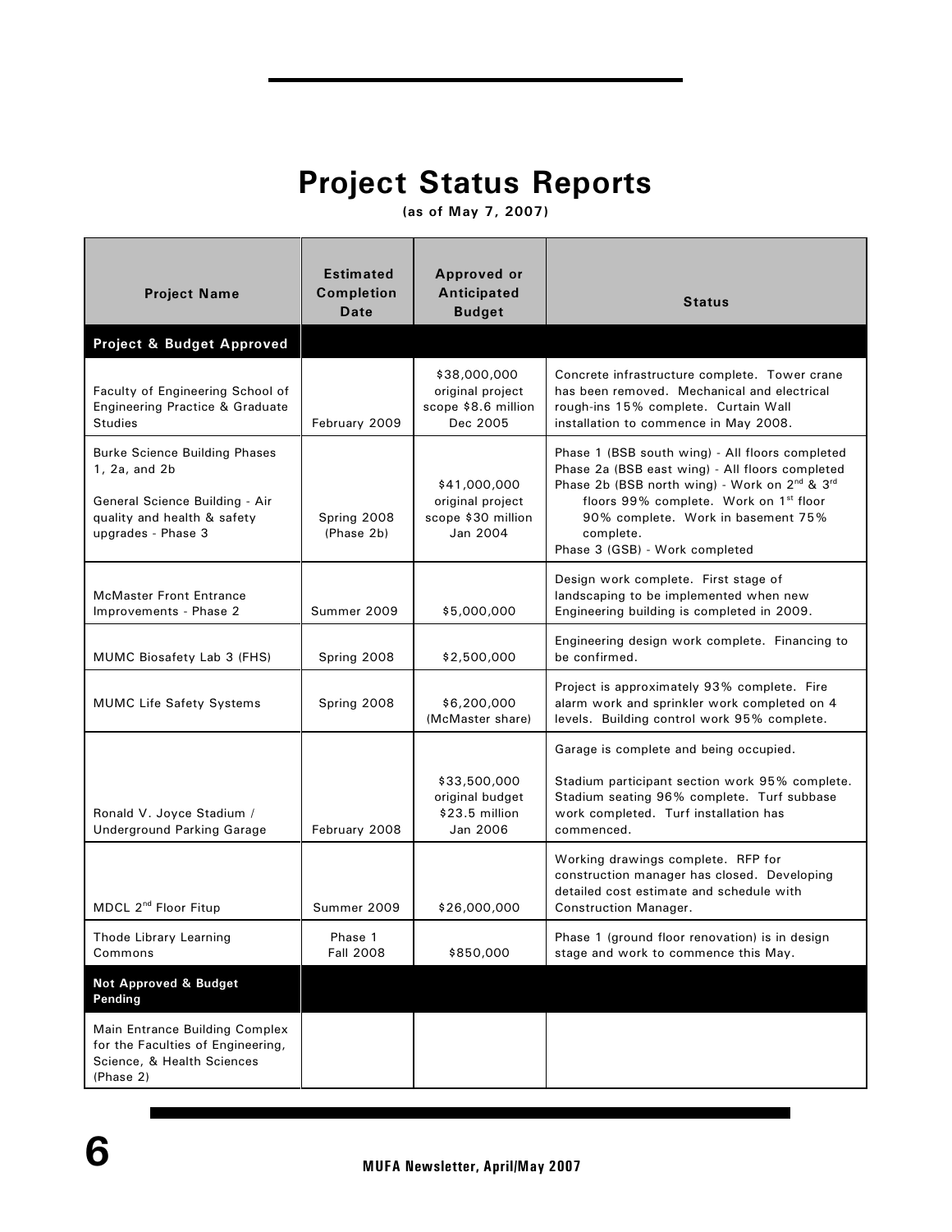# Project Status Reports

**(as of May 7, 2007)**

| Project Name | Estimated Completion Date | Approved or Anticipated Budget | Status |
|---|---|---|---|
| **Project & Budget Approved** | | | |
| Faculty of Engineering School of Engineering Practice & Graduate Studies | February 2009 | $38,000,000 original project scope $8.6 million Dec 2005 | Concrete infrastructure complete. Tower crane has been removed. Mechanical and electrical rough-ins 15% complete. Curtain Wall installation to commence in May 2008. |
| Burke Science Building Phases 1, 2a, and 2b<br><br>General Science Building - Air quality and health & safety upgrades - Phase 3 | Spring 2008 (Phase 2b) | $41,000,000 original project scope $30 million Jan 2004 | Phase 1 (BSB south wing) - All floors completed<br>Phase 2a (BSB east wing) - All floors completed<br>Phase 2b (BSB north wing) - Work on 2nd & 3rd floors 99% complete. Work on 1st floor 90% complete. Work in basement 75% complete.<br>Phase 3 (GSB) - Work completed |
| McMaster Front Entrance Improvements - Phase 2 | Summer 2009 | $5,000,000 | Design work complete. First stage of landscaping to be implemented when new Engineering building is completed in 2009. |
| MUMC Biosafety Lab 3 (FHS) | Spring 2008 | $2,500,000 | Engineering design work complete. Financing to be confirmed. |
| MUMC Life Safety Systems | Spring 2008 | $6,200,000 (McMaster share) | Project is approximately 93% complete. Fire alarm work and sprinkler work completed on 4 levels. Building control work 95% complete. |
| Ronald V. Joyce Stadium / Underground Parking Garage | February 2008 | $33,500,000 original budget $23.5 million Jan 2006 | Garage is complete and being occupied.<br><br>Stadium participant section work 95% complete. Stadium seating 96% complete. Turf subbase work completed. Turf installation has commenced. |
| MDCL 2nd Floor Fitup | Summer 2009 | $26,000,000 | Working drawings complete. RFP for construction manager has closed. Developing detailed cost estimate and schedule with Construction Manager. |
| Thode Library Learning Commons | Phase 1 Fall 2008 | $850,000 | Phase 1 (ground floor renovation) is in design stage and work to commence this May. |
| **Not Approved & Budget Pending** | | | |
| Main Entrance Building Complex for the Faculties of Engineering, Science, & Health Sciences (Phase 2) | | | |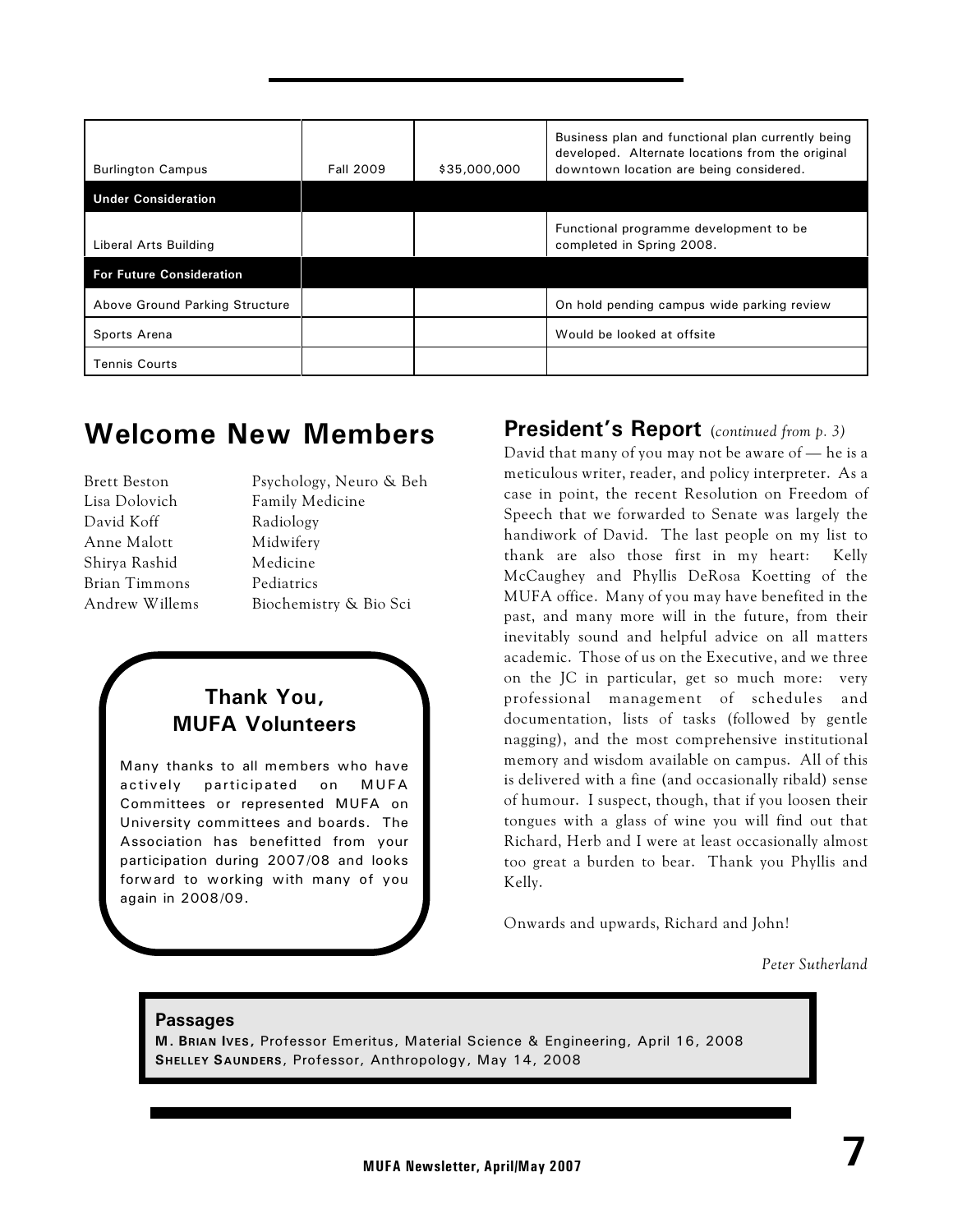| | | | |
|---|---|---|---|
| Burlington Campus | Fall 2009 | $35,000,000 | Business plan and functional plan currently being developed. Alternate locations from the original downtown location are being considered. |
| **Under Consideration** | | | |
| Liberal Arts Building | | | Functional programme development to be completed in Spring 2008. |
| **For Future Consideration** | | | |
| Above Ground Parking Structure | | | On hold pending campus wide parking review |
| Sports Arena | | | Would be looked at offsite |
| Tennis Courts | | | |

## Welcome New Members

| | |
|---|---|
| Brett Beston | Psychology, Neuro & Beh |
| Lisa Dolovich | Family Medicine |
| David Koff | Radiology |
| Anne Malott | Midwifery |
| Shirya Rashid | Medicine |
| Brian Timmons | Pediatrics |
| Andrew Willems | Biochemistry & Bio Sci |

### Thank You, MUFA Volunteers

Many thanks to all members who have actively participated on MUFA Committees or represented MUFA on University committees and boards. The Association has benefitted from your participation during 2007/08 and looks forward to working with many of you again in 2008/09.

## President's Report *(continued from p. 3)*

David that many of you may not be aware of — he is a meticulous writer, reader, and policy interpreter. As a case in point, the recent Resolution on Freedom of Speech that we forwarded to Senate was largely the handiwork of David. The last people on my list to thank are also those first in my heart: Kelly McCaughey and Phyllis DeRosa Koetting of the MUFA office. Many of you may have benefited in the past, and many more will in the future, from their inevitably sound and helpful advice on all matters academic. Those of us on the Executive, and we three on the JC in particular, get so much more: very professional management of schedules and documentation, lists of tasks (followed by gentle nagging), and the most comprehensive institutional memory and wisdom available on campus. All of this is delivered with a fine (and occasionally ribald) sense of humour. I suspect, though, that if you loosen their tongues with a glass of wine you will find out that Richard, Herb and I were at least occasionally almost too great a burden to bear. Thank you Phyllis and Kelly.

Onwards and upwards, Richard and John!

*Peter Sutherland*

**Passages**

**M. Brian Ives,** Professor Emeritus, Material Science & Engineering, April 16, 2008
**Shelley Saunders**, Professor, Anthropology, May 14, 2008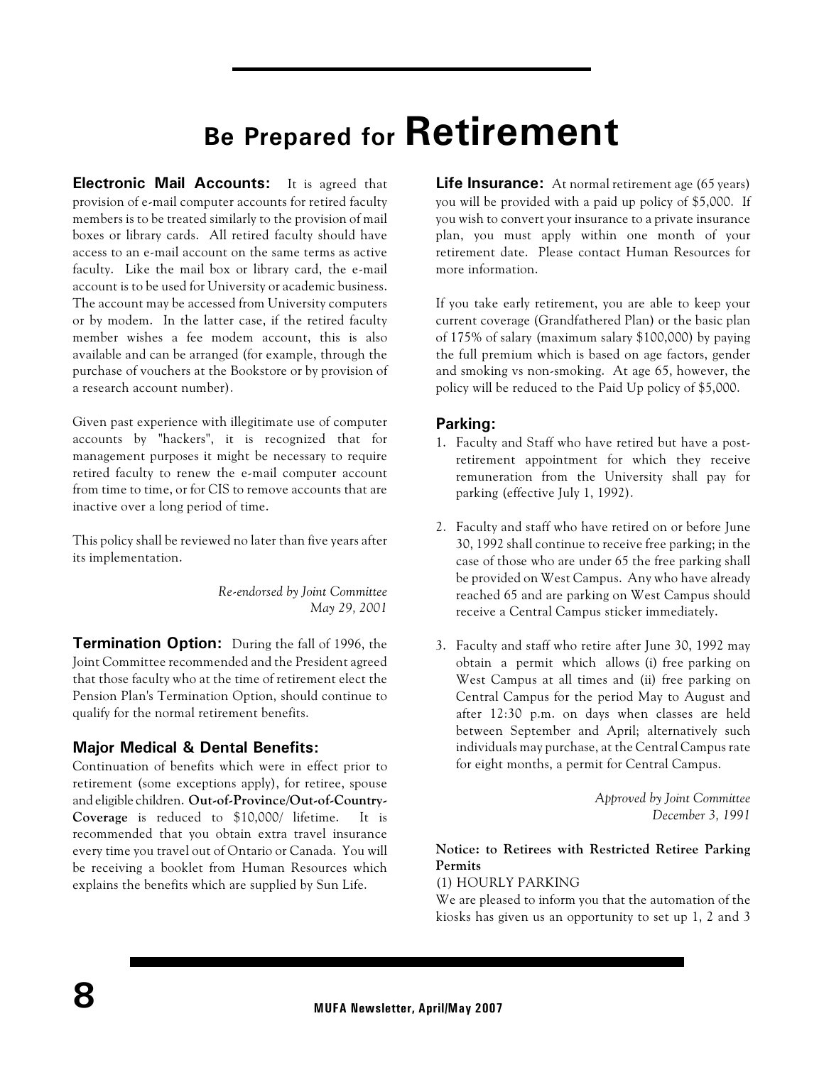# Be Prepared for Retirement

**Electronic Mail Accounts:** It is agreed that provision of e-mail computer accounts for retired faculty members is to be treated similarly to the provision of mail boxes or library cards. All retired faculty should have access to an e-mail account on the same terms as active faculty. Like the mail box or library card, the e-mail account is to be used for University or academic business. The account may be accessed from University computers or by modem. In the latter case, if the retired faculty member wishes a fee modem account, this is also available and can be arranged (for example, through the purchase of vouchers at the Bookstore or by provision of a research account number).

Given past experience with illegitimate use of computer accounts by "hackers", it is recognized that for management purposes it might be necessary to require retired faculty to renew the e-mail computer account from time to time, or for CIS to remove accounts that are inactive over a long period of time.

This policy shall be reviewed no later than five years after its implementation.

*Re-endorsed by Joint Committee*
*May 29, 2001*

**Termination Option:** During the fall of 1996, the Joint Committee recommended and the President agreed that those faculty who at the time of retirement elect the Pension Plan's Termination Option, should continue to qualify for the normal retirement benefits.

### Major Medical & Dental Benefits:

Continuation of benefits which were in effect prior to retirement (some exceptions apply), for retiree, spouse and eligible children. **Out-of-Province/Out-of-Country-Coverage** is reduced to $10,000/ lifetime. It is recommended that you obtain extra travel insurance every time you travel out of Ontario or Canada. You will be receiving a booklet from Human Resources which explains the benefits which are supplied by Sun Life.

**Life Insurance:** At normal retirement age (65 years) you will be provided with a paid up policy of $5,000. If you wish to convert your insurance to a private insurance plan, you must apply within one month of your retirement date. Please contact Human Resources for more information.

If you take early retirement, you are able to keep your current coverage (Grandfathered Plan) or the basic plan of 175% of salary (maximum salary $100,000) by paying the full premium which is based on age factors, gender and smoking vs non-smoking. At age 65, however, the policy will be reduced to the Paid Up policy of $5,000.

### Parking:

1. Faculty and Staff who have retired but have a post-retirement appointment for which they receive remuneration from the University shall pay for parking (effective July 1, 1992).

2. Faculty and staff who have retired on or before June 30, 1992 shall continue to receive free parking; in the case of those who are under 65 the free parking shall be provided on West Campus. Any who have already reached 65 and are parking on West Campus should receive a Central Campus sticker immediately.

3. Faculty and staff who retire after June 30, 1992 may obtain a permit which allows (i) free parking on West Campus at all times and (ii) free parking on Central Campus for the period May to August and after 12:30 p.m. on days when classes are held between September and April; alternatively such individuals may purchase, at the Central Campus rate for eight months, a permit for Central Campus.

*Approved by Joint Committee*
*December 3, 1991*

**Notice: to Retirees with Restricted Retiree Parking Permits**

(1) HOURLY PARKING

We are pleased to inform you that the automation of the kiosks has given us an opportunity to set up 1, 2 and 3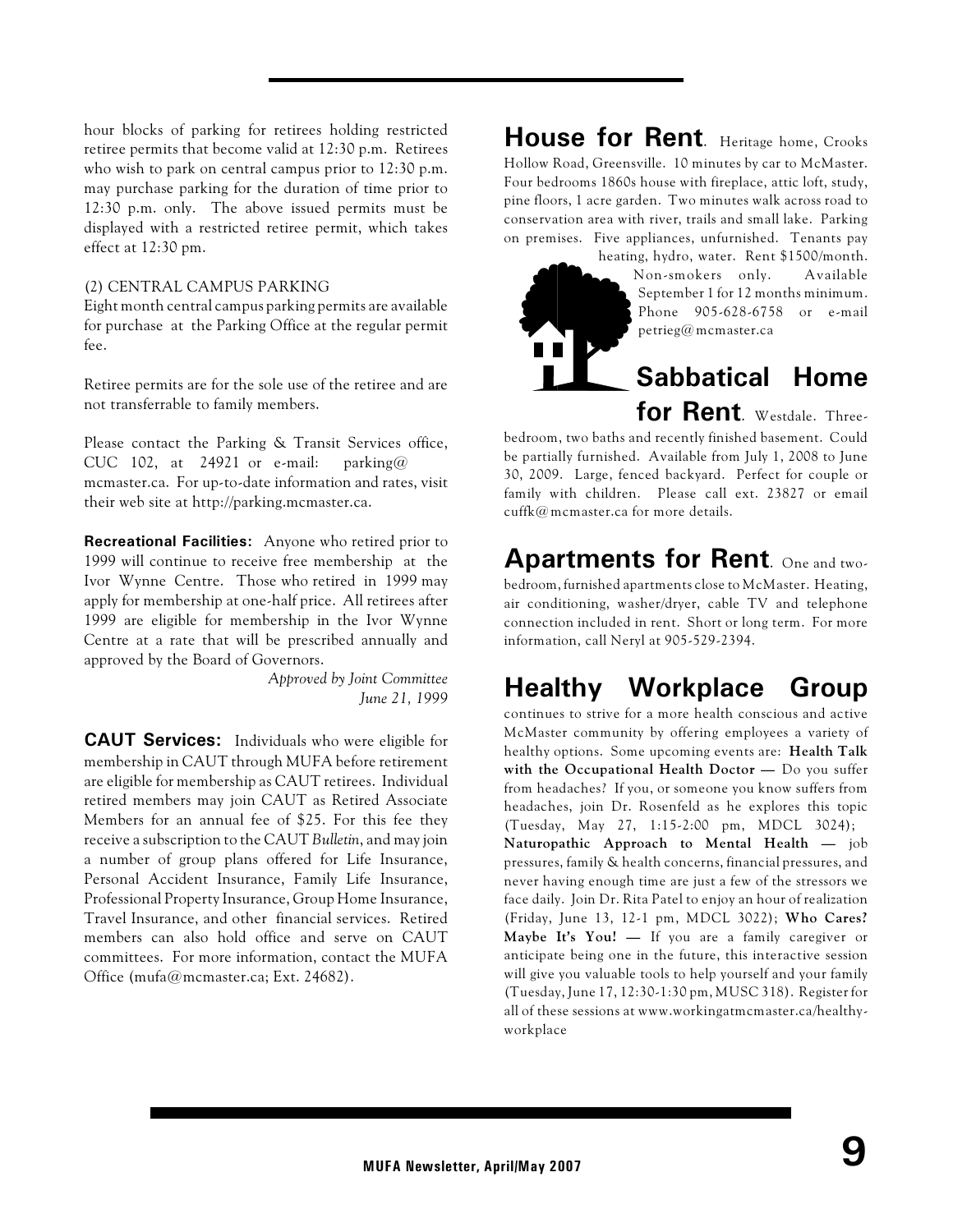hour blocks of parking for retirees holding restricted retiree permits that become valid at 12:30 p.m. Retirees who wish to park on central campus prior to 12:30 p.m. may purchase parking for the duration of time prior to 12:30 p.m. only. The above issued permits must be displayed with a restricted retiree permit, which takes effect at 12:30 pm.

(2) CENTRAL CAMPUS PARKING
Eight month central campus parking permits are available for purchase at the Parking Office at the regular permit fee.

Retiree permits are for the sole use of the retiree and are not transferrable to family members.

Please contact the Parking & Transit Services office, CUC 102, at 24921 or e-mail: parking@mcmaster.ca. For up-to-date information and rates, visit their web site at http://parking.mcmaster.ca.

**Recreational Facilities:** Anyone who retired prior to 1999 will continue to receive free membership at the Ivor Wynne Centre. Those who retired in 1999 may apply for membership at one-half price. All retirees after 1999 are eligible for membership in the Ivor Wynne Centre at a rate that will be prescribed annually and approved by the Board of Governors.

*Approved by Joint Committee*
*June 21, 1999*

**CAUT Services:** Individuals who were eligible for membership in CAUT through MUFA before retirement are eligible for membership as CAUT retirees. Individual retired members may join CAUT as Retired Associate Members for an annual fee of $25. For this fee they receive a subscription to the CAUT *Bulletin*, and may join a number of group plans offered for Life Insurance, Personal Accident Insurance, Family Life Insurance, Professional Property Insurance, Group Home Insurance, Travel Insurance, and other financial services. Retired members can also hold office and serve on CAUT committees. For more information, contact the MUFA Office (mufa@mcmaster.ca; Ext. 24682).

## House for Rent.

Heritage home, Crooks Hollow Road, Greensville. 10 minutes by car to McMaster. Four bedrooms 1860s house with fireplace, attic loft, study, pine floors, 1 acre garden. Two minutes walk across road to conservation area with river, trails and small lake. Parking on premises. Five appliances, unfurnished. Tenants pay heating, hydro, water. Rent $1500/month. Non-smokers only. Available September 1 for 12 months minimum. Phone 905-628-6758 or e-mail petrieg@mcmaster.ca

## Sabbatical Home for Rent.

Westdale. Three-bedroom, two baths and recently finished basement. Could be partially furnished. Available from July 1, 2008 to June 30, 2009. Large, fenced backyard. Perfect for couple or family with children. Please call ext. 23827 or email cuffk@mcmaster.ca for more details.

## Apartments for Rent.

One and two-bedroom, furnished apartments close to McMaster. Heating, air conditioning, washer/dryer, cable TV and telephone connection included in rent. Short or long term. For more information, call Neryl at 905-529-2394.

## Healthy Workplace Group

continues to strive for a more health conscious and active McMaster community by offering employees a variety of healthy options. Some upcoming events are: **Health Talk with the Occupational Health Doctor —** Do you suffer from headaches? If you, or someone you know suffers from headaches, join Dr. Rosenfeld as he explores this topic (Tuesday, May 27, 1:15-2:00 pm, MDCL 3024); **Naturopathic Approach to Mental Health —** job pressures, family & health concerns, financial pressures, and never having enough time are just a few of the stressors we face daily. Join Dr. Rita Patel to enjoy an hour of realization (Friday, June 13, 12-1 pm, MDCL 3022); **Who Cares? Maybe It's You! —** If you are a family caregiver or anticipate being one in the future, this interactive session will give you valuable tools to help yourself and your family (Tuesday, June 17, 12:30-1:30 pm, MUSC 318). Register for all of these sessions at www.workingatmcmaster.ca/healthy-workplace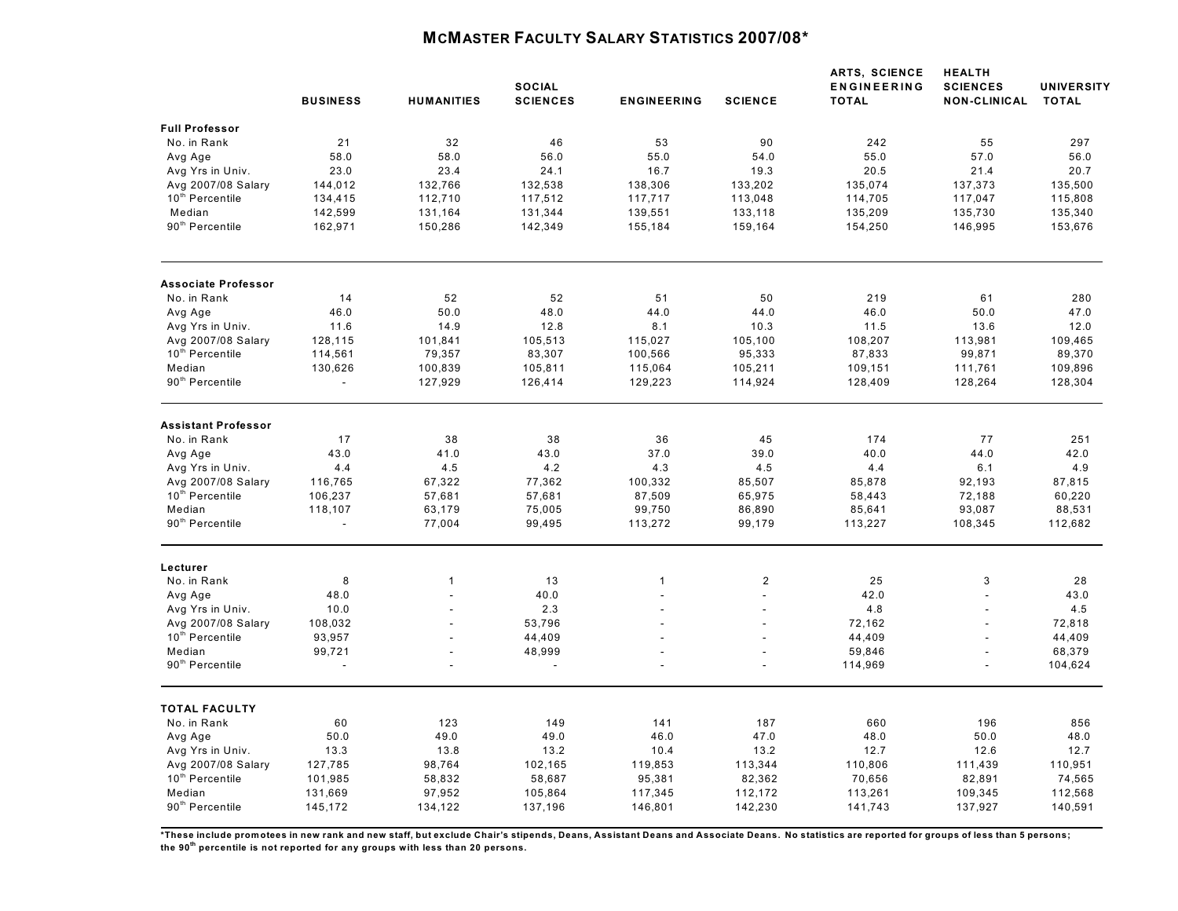# McMaster Faculty Salary Statistics 2007/08*

| | BUSINESS | HUMANITIES | SOCIAL SCIENCES | ENGINEERING | SCIENCE | ARTS, SCIENCE ENGINEERING TOTAL | HEALTH SCIENCES NON-CLINICAL | UNIVERSITY TOTAL |
|---|---|---|---|---|---|---|---|---|
| **Full Professor** | | | | | | | | |
| No. in Rank | 21 | 32 | 46 | 53 | 90 | 242 | 55 | 297 |
| Avg Age | 58.0 | 58.0 | 56.0 | 55.0 | 54.0 | 55.0 | 57.0 | 56.0 |
| Avg Yrs in Univ. | 23.0 | 23.4 | 24.1 | 16.7 | 19.3 | 20.5 | 21.4 | 20.7 |
| Avg 2007/08 Salary | 144,012 | 132,766 | 132,538 | 138,306 | 133,202 | 135,074 | 137,373 | 135,500 |
| 10th Percentile | 134,415 | 112,710 | 117,512 | 117,717 | 113,048 | 114,705 | 117,047 | 115,808 |
| Median | 142,599 | 131,164 | 131,344 | 139,551 | 133,118 | 135,209 | 135,730 | 135,340 |
| 90th Percentile | 162,971 | 150,286 | 142,349 | 155,184 | 159,164 | 154,250 | 146,995 | 153,676 |
| **Associate Professor** | | | | | | | | |
| No. in Rank | 14 | 52 | 52 | 51 | 50 | 219 | 61 | 280 |
| Avg Age | 46.0 | 50.0 | 48.0 | 44.0 | 44.0 | 46.0 | 50.0 | 47.0 |
| Avg Yrs in Univ. | 11.6 | 14.9 | 12.8 | 8.1 | 10.3 | 11.5 | 13.6 | 12.0 |
| Avg 2007/08 Salary | 128,115 | 101,841 | 105,513 | 115,027 | 105,100 | 108,207 | 113,981 | 109,465 |
| 10th Percentile | 114,561 | 79,357 | 83,307 | 100,566 | 95,333 | 87,833 | 99,871 | 89,370 |
| Median | 130,626 | 100,839 | 105,811 | 115,064 | 105,211 | 109,151 | 111,761 | 109,896 |
| 90th Percentile | - | 127,929 | 126,414 | 129,223 | 114,924 | 128,409 | 128,264 | 128,304 |
| **Assistant Professor** | | | | | | | | |
| No. in Rank | 17 | 38 | 38 | 36 | 45 | 174 | 77 | 251 |
| Avg Age | 43.0 | 41.0 | 43.0 | 37.0 | 39.0 | 40.0 | 44.0 | 42.0 |
| Avg Yrs in Univ. | 4.4 | 4.5 | 4.2 | 4.3 | 4.5 | 4.4 | 6.1 | 4.9 |
| Avg 2007/08 Salary | 116,765 | 67,322 | 77,362 | 100,332 | 85,507 | 85,878 | 92,193 | 87,815 |
| 10th Percentile | 106,237 | 57,681 | 57,681 | 87,509 | 65,975 | 58,443 | 72,188 | 60,220 |
| Median | 118,107 | 63,179 | 75,005 | 99,750 | 86,890 | 85,641 | 93,087 | 88,531 |
| 90th Percentile | - | 77,004 | 99,495 | 113,272 | 99,179 | 113,227 | 108,345 | 112,682 |
| **Lecturer** | | | | | | | | |
| No. in Rank | 8 | 1 | 13 | 1 | 2 | 25 | 3 | 28 |
| Avg Age | 48.0 | - | 40.0 | - | - | 42.0 | - | 43.0 |
| Avg Yrs in Univ. | 10.0 | - | 2.3 | - | - | 4.8 | - | 4.5 |
| Avg 2007/08 Salary | 108,032 | - | 53,796 | - | - | 72,162 | - | 72,818 |
| 10th Percentile | 93,957 | - | 44,409 | - | - | 44,409 | - | 44,409 |
| Median | 99,721 | - | 48,999 | - | - | 59,846 | - | 68,379 |
| 90th Percentile | - | - | - | - | - | 114,969 | - | 104,624 |
| **TOTAL FACULTY** | | | | | | | | |
| No. in Rank | 60 | 123 | 149 | 141 | 187 | 660 | 196 | 856 |
| Avg Age | 50.0 | 49.0 | 49.0 | 46.0 | 47.0 | 48.0 | 50.0 | 48.0 |
| Avg Yrs in Univ. | 13.3 | 13.8 | 13.2 | 10.4 | 13.2 | 12.7 | 12.6 | 12.7 |
| Avg 2007/08 Salary | 127,785 | 98,764 | 102,165 | 119,853 | 113,344 | 110,806 | 111,439 | 110,951 |
| 10th Percentile | 101,985 | 58,832 | 58,687 | 95,381 | 82,362 | 70,656 | 82,891 | 74,565 |
| Median | 131,669 | 97,952 | 105,864 | 117,345 | 112,172 | 113,261 | 109,345 | 112,568 |
| 90th Percentile | 145,172 | 134,122 | 137,196 | 146,801 | 142,230 | 141,743 | 137,927 | 140,591 |

***These include promotees in new rank and new staff, but exclude Chair's stipends, Deans, Assistant Deans and Associate Deans. No statistics are reported for groups of less than 5 persons; the 90th percentile is not reported for any groups with less than 20 persons.**